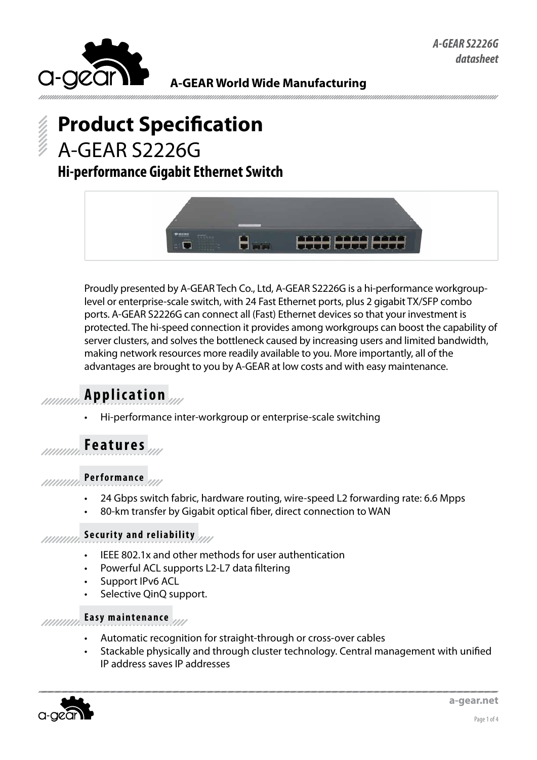A-GEAR World Wide Manufacturing

# Product Specification

## A-GEAR S2226G

### Hi-performance Gigabit Ethernet Switch

Proudly presented by A-GEAR Tech Co., Ltd, A-GEAR S2226G is a hi-performance workgroup-level or enterprise-scale switch, with 24 Fast Ethernet ports, plus 2 gigabit TX/SFP combo ports. A-GEAR S2226G can connect all (Fast) Ethernet devices so that your investment is protected. The hi-speed connection it provides among workgroups can boost the capability of server clusters, and solves the bottleneck caused by increasing users and limited bandwidth, making network resources more readily available to you. More importantly, all of the advantages are brought to you by A-GEAR at low costs and with easy maintenance.

## Application

- Hi-performance inter-workgroup or enterprise-scale switching

## Features

### Performance

- 24 Gbps switch fabric, hardware routing, wire-speed L2 forwarding rate: 6.6 Mpps
- 80-km transfer by Gigabit optical fiber, direct connection to WAN

### Security and reliability

- IEEE 802.1x and other methods for user authentication
- Powerful ACL supports L2-L7 data filtering
- Support IPv6 ACL
- Selective QinQ support.

### Easy maintenance

- Automatic recognition for straight-through or cross-over cables
- Stackable physically and through cluster technology. Central management with unified IP address saves IP addresses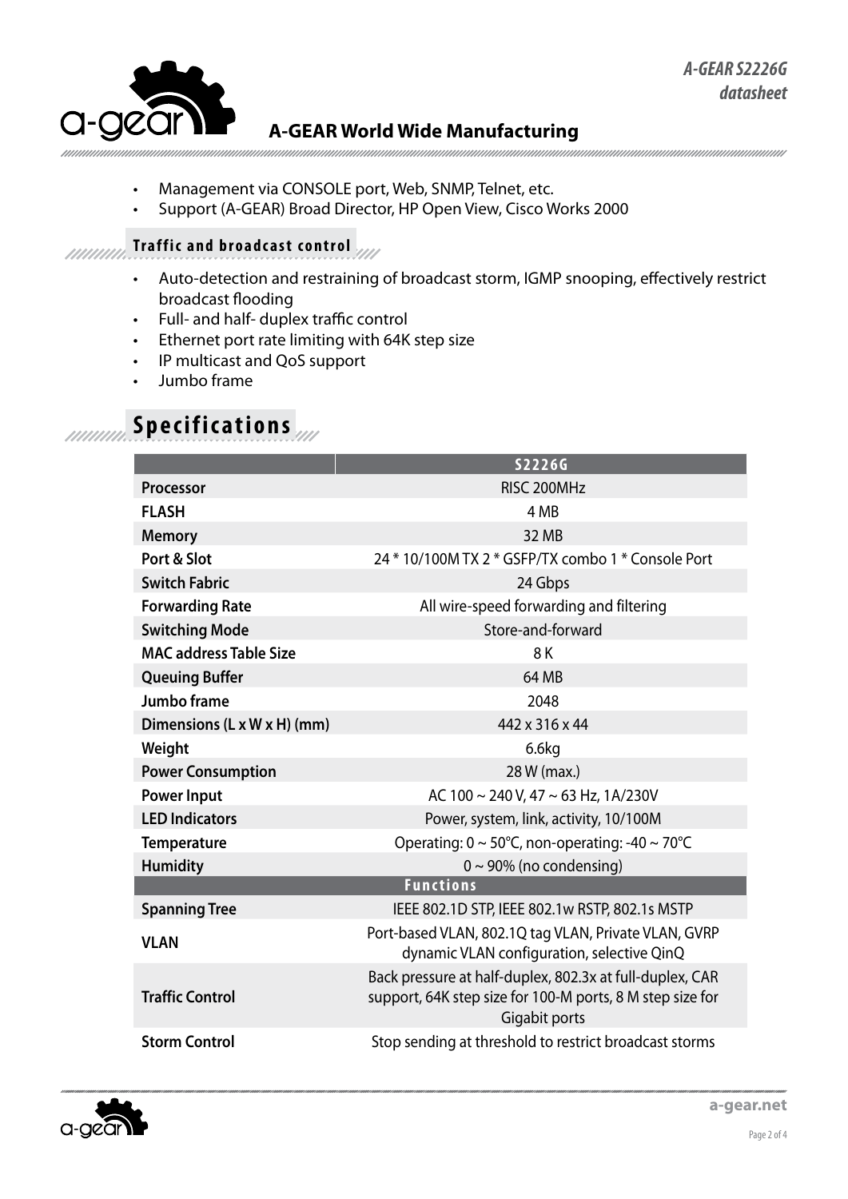- Management via CONSOLE port, Web, SNMP, Telnet, etc.
- Support (A-GEAR) Broad Director, HP Open View, Cisco Works 2000

### Traffic and broadcast control

- Auto-detection and restraining of broadcast storm, IGMP snooping, effectively restrict broadcast flooding
- Full- and half- duplex traffic control
- Ethernet port rate limiting with 64K step size
- IP multicast and QoS support
- Jumbo frame

## Specifications

| | S2226G |
|---|---|
| **Processor** | RISC 200MHz |
| **FLASH** | 4 MB |
| **Memory** | 32 MB |
| **Port & Slot** | 24 * 10/100M TX 2 * GSFP/TX combo 1 * Console Port |
| **Switch Fabric** | 24 Gbps |
| **Forwarding Rate** | All wire-speed forwarding and filtering |
| **Switching Mode** | Store-and-forward |
| **MAC address Table Size** | 8 K |
| **Queuing Buffer** | 64 MB |
| **Jumbo frame** | 2048 |
| **Dimensions (L x W x H) (mm)** | 442 x 316 x 44 |
| **Weight** | 6.6kg |
| **Power Consumption** | 28 W (max.) |
| **Power Input** | AC 100 ~ 240 V, 47 ~ 63 Hz, 1A/230V |
| **LED Indicators** | Power, system, link, activity, 10/100M |
| **Temperature** | Operating: 0 ~ 50°C, non-operating: -40 ~ 70°C |
| **Humidity** | 0 ~ 90% (no condensing) |
| **Functions** | |
| **Spanning Tree** | IEEE 802.1D STP, IEEE 802.1w RSTP, 802.1s MSTP |
| **VLAN** | Port-based VLAN, 802.1Q tag VLAN, Private VLAN, GVRP dynamic VLAN configuration, selective QinQ |
| **Traffic Control** | Back pressure at half-duplex, 802.3x at full-duplex, CAR support, 64K step size for 100-M ports, 8 M step size for Gigabit ports |
| **Storm Control** | Stop sending at threshold to restrict broadcast storms |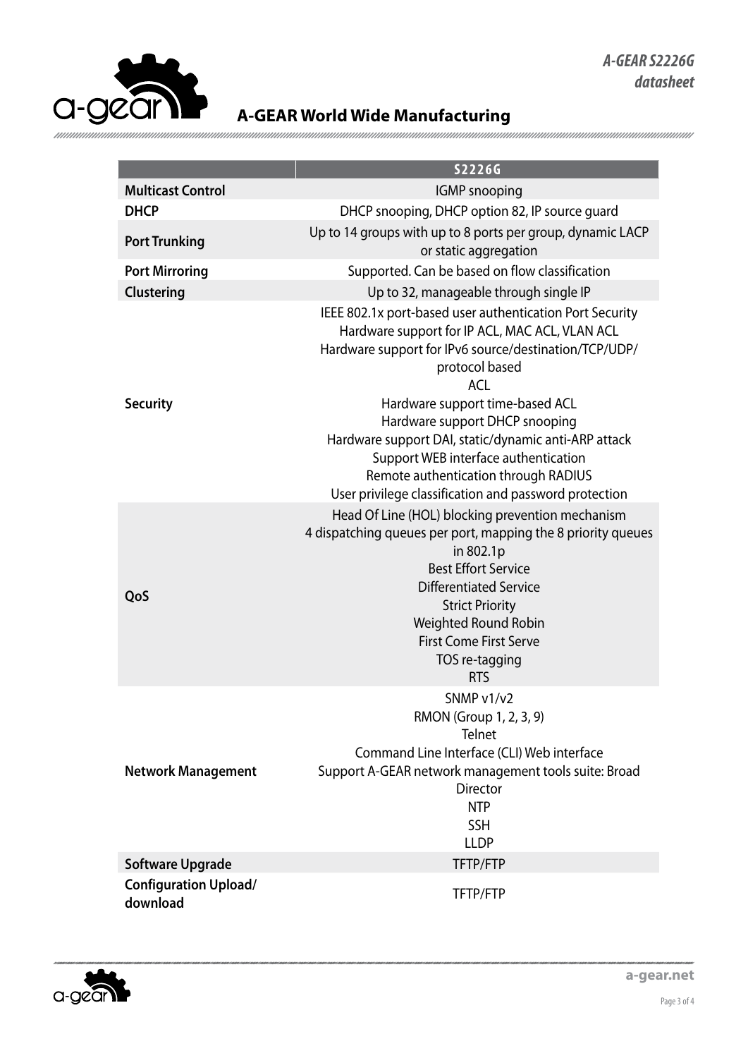| | S2226G |
|---|---|
| **Multicast Control** | IGMP snooping |
| **DHCP** | DHCP snooping, DHCP option 82, IP source guard |
| **Port Trunking** | Up to 14 groups with up to 8 ports per group, dynamic LACP or static aggregation |
| **Port Mirroring** | Supported. Can be based on flow classification |
| **Clustering** | Up to 32, manageable through single IP |
| **Security** | IEEE 802.1x port-based user authentication Port Security<br>Hardware support for IP ACL, MAC ACL, VLAN ACL<br>Hardware support for IPv6 source/destination/TCP/UDP/ protocol based<br>ACL<br>Hardware support time-based ACL<br>Hardware support DHCP snooping<br>Hardware support DAI, static/dynamic anti-ARP attack<br>Support WEB interface authentication<br>Remote authentication through RADIUS<br>User privilege classification and password protection |
| **QoS** | Head Of Line (HOL) blocking prevention mechanism<br>4 dispatching queues per port, mapping the 8 priority queues in 802.1p<br>Best Effort Service<br>Differentiated Service<br>Strict Priority<br>Weighted Round Robin<br>First Come First Serve<br>TOS re-tagging<br>RTS |
| **Network Management** | SNMP v1/v2<br>RMON (Group 1, 2, 3, 9)<br>Telnet<br>Command Line Interface (CLI) Web interface<br>Support A-GEAR network management tools suite: Broad Director<br>NTP<br>SSH<br>LLDP |
| **Software Upgrade** | TFTP/FTP |
| **Configuration Upload/ download** | TFTP/FTP |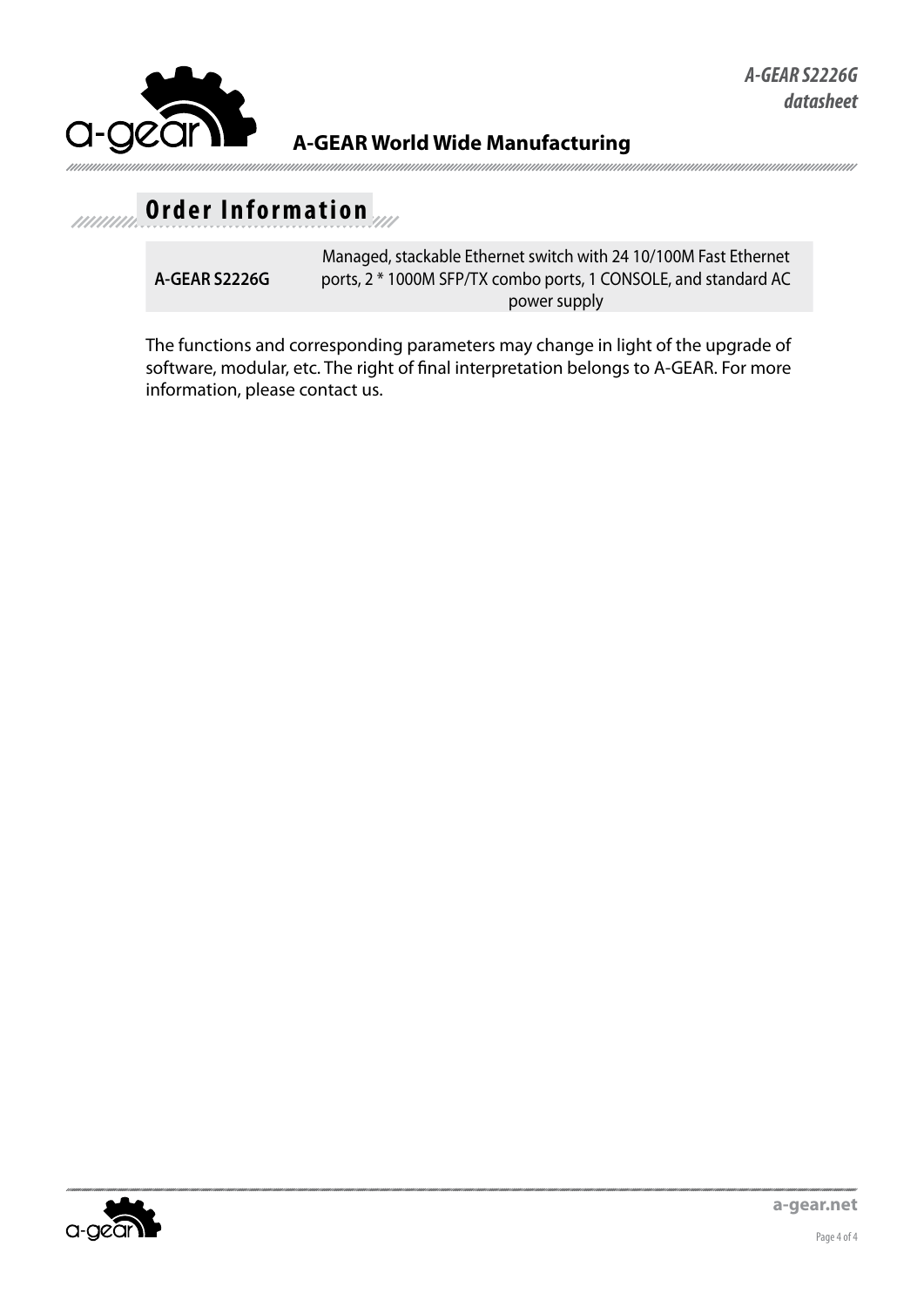## Order Information

| | |
|---|---|
| **A-GEAR S2226G** | Managed, stackable Ethernet switch with 24 10/100M Fast Ethernet ports, 2 * 1000M SFP/TX combo ports, 1 CONSOLE, and standard AC power supply |

The functions and corresponding parameters may change in light of the upgrade of software, modular, etc. The right of final interpretation belongs to A-GEAR. For more information, please contact us.